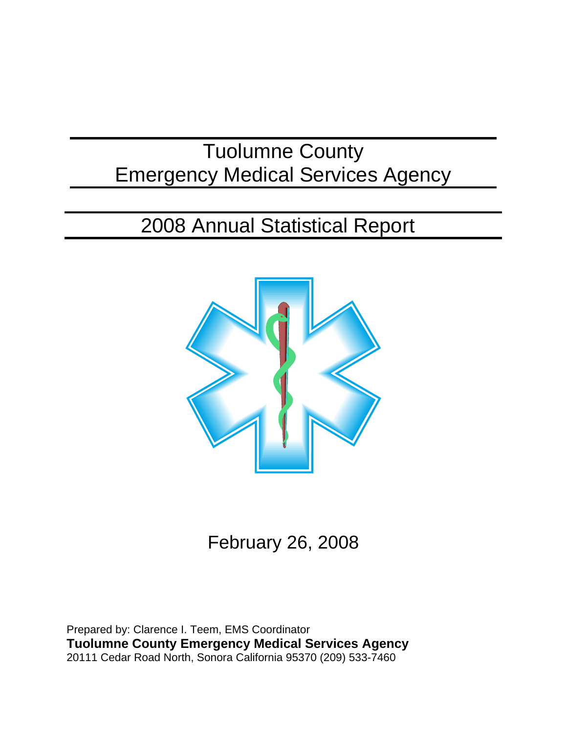# Tuolumne County Emergency Medical Services Agency

## 2008 Annual Statistical Report

February 26, 2008

Prepared by: Clarence I. Teem, EMS Coordinator
**Tuolumne County Emergency Medical Services Agency**
20111 Cedar Road North, Sonora California 95370 (209) 533-7460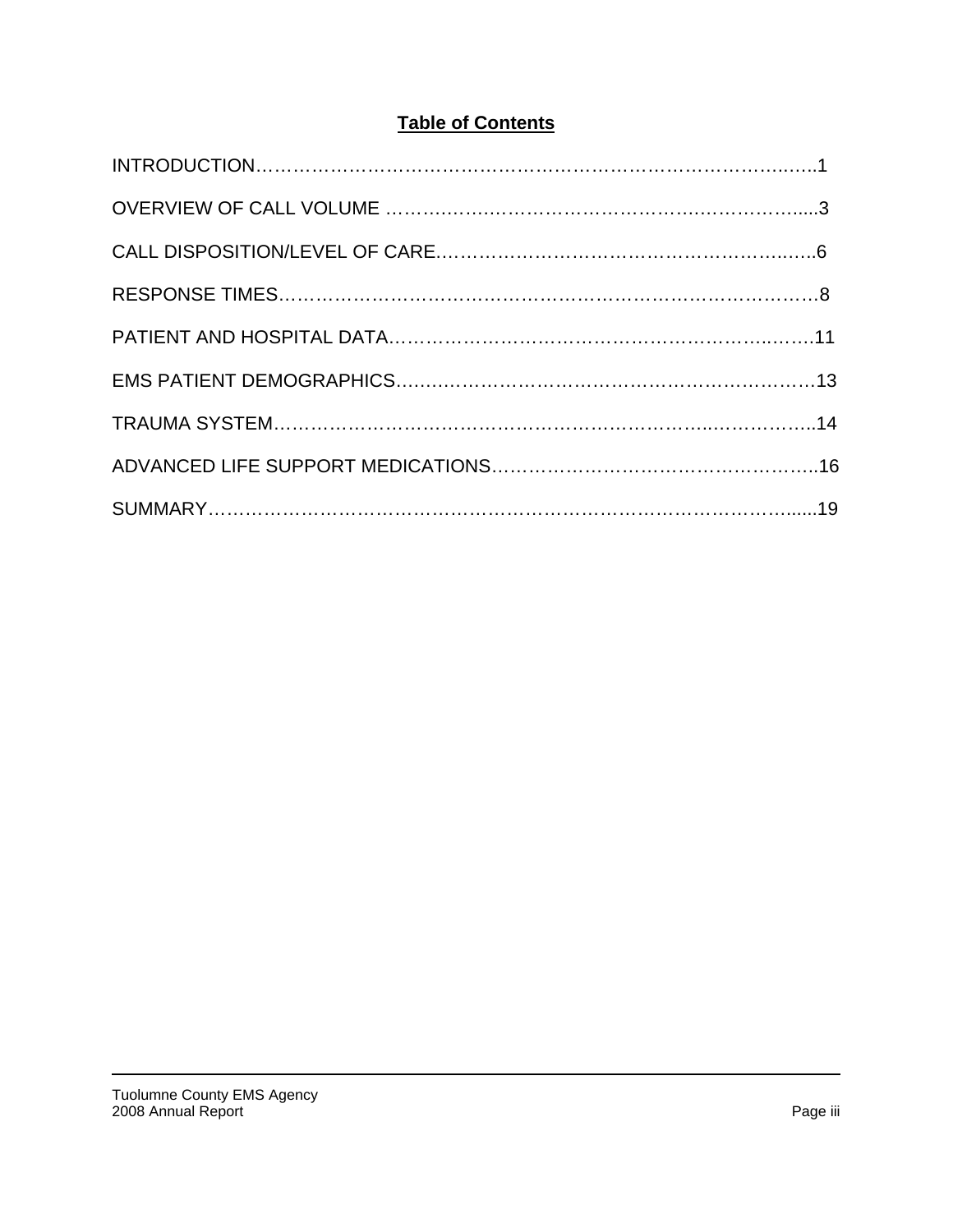# Table of Contents

INTRODUCTION……………………………………………………………………………..1

OVERVIEW OF CALL VOLUME …………………………………………………………....3

CALL DISPOSITION/LEVEL OF CARE……………………………………………………..6

RESPONSE TIMES…………………………………………………………………………..8

PATIENT AND HOSPITAL DATA…………………………………………………………..11

EMS PATIENT DEMOGRAPHICS…………………………………………………………13

TRAUMA SYSTEM……………………………………………………………………………..14

ADVANCED LIFE SUPPORT MEDICATIONS……………………………………………..16

SUMMARY……………………………………………………………………………………....19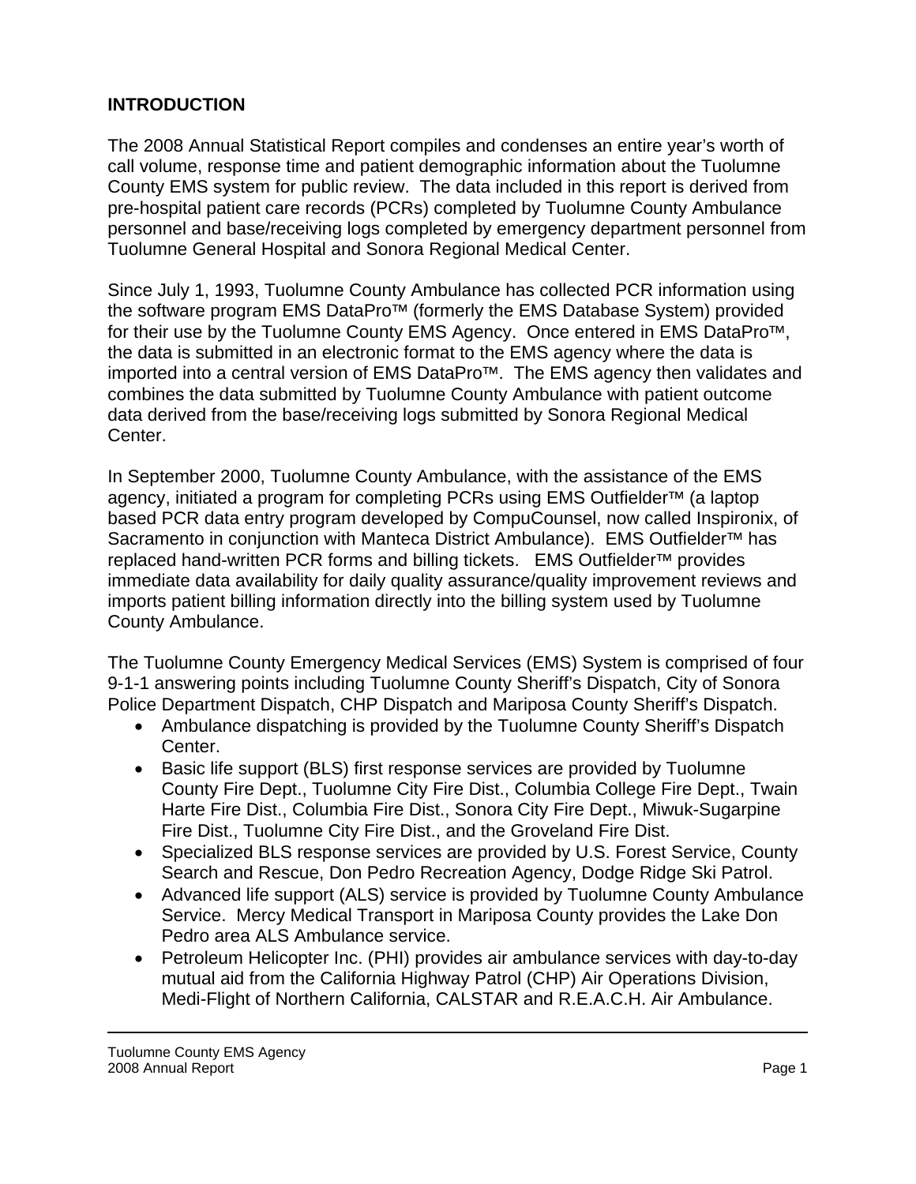## INTRODUCTION

The 2008 Annual Statistical Report compiles and condenses an entire year's worth of call volume, response time and patient demographic information about the Tuolumne County EMS system for public review. The data included in this report is derived from pre-hospital patient care records (PCRs) completed by Tuolumne County Ambulance personnel and base/receiving logs completed by emergency department personnel from Tuolumne General Hospital and Sonora Regional Medical Center.

Since July 1, 1993, Tuolumne County Ambulance has collected PCR information using the software program EMS DataPro™ (formerly the EMS Database System) provided for their use by the Tuolumne County EMS Agency. Once entered in EMS DataPro™, the data is submitted in an electronic format to the EMS agency where the data is imported into a central version of EMS DataPro™. The EMS agency then validates and combines the data submitted by Tuolumne County Ambulance with patient outcome data derived from the base/receiving logs submitted by Sonora Regional Medical Center.

In September 2000, Tuolumne County Ambulance, with the assistance of the EMS agency, initiated a program for completing PCRs using EMS Outfielder™ (a laptop based PCR data entry program developed by CompuCounsel, now called Inspironix, of Sacramento in conjunction with Manteca District Ambulance). EMS Outfielder™ has replaced hand-written PCR forms and billing tickets. EMS Outfielder™ provides immediate data availability for daily quality assurance/quality improvement reviews and imports patient billing information directly into the billing system used by Tuolumne County Ambulance.

The Tuolumne County Emergency Medical Services (EMS) System is comprised of four 9-1-1 answering points including Tuolumne County Sheriff's Dispatch, City of Sonora Police Department Dispatch, CHP Dispatch and Mariposa County Sheriff's Dispatch.

- Ambulance dispatching is provided by the Tuolumne County Sheriff's Dispatch Center.
- Basic life support (BLS) first response services are provided by Tuolumne County Fire Dept., Tuolumne City Fire Dist., Columbia College Fire Dept., Twain Harte Fire Dist., Columbia Fire Dist., Sonora City Fire Dept., Miwuk-Sugarpine Fire Dist., Tuolumne City Fire Dist., and the Groveland Fire Dist.
- Specialized BLS response services are provided by U.S. Forest Service, County Search and Rescue, Don Pedro Recreation Agency, Dodge Ridge Ski Patrol.
- Advanced life support (ALS) service is provided by Tuolumne County Ambulance Service. Mercy Medical Transport in Mariposa County provides the Lake Don Pedro area ALS Ambulance service.
- Petroleum Helicopter Inc. (PHI) provides air ambulance services with day-to-day mutual aid from the California Highway Patrol (CHP) Air Operations Division, Medi-Flight of Northern California, CALSTAR and R.E.A.C.H. Air Ambulance.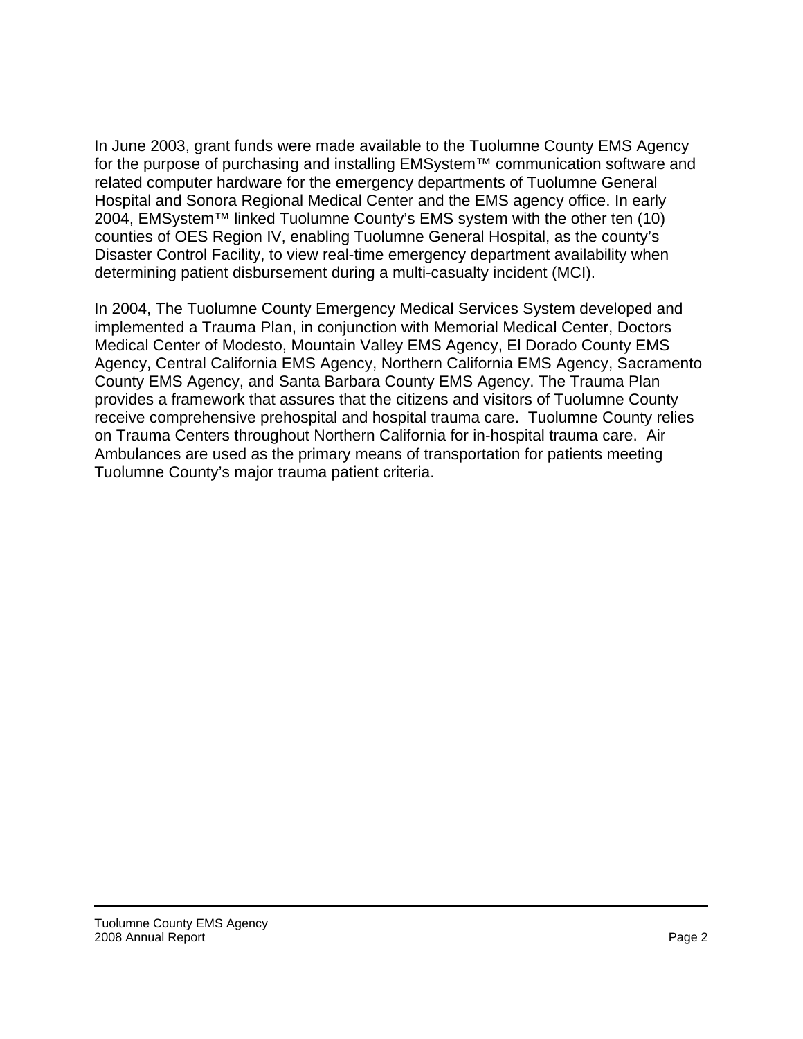In June 2003, grant funds were made available to the Tuolumne County EMS Agency for the purpose of purchasing and installing EMSystem™ communication software and related computer hardware for the emergency departments of Tuolumne General Hospital and Sonora Regional Medical Center and the EMS agency office. In early 2004, EMSystem™ linked Tuolumne County's EMS system with the other ten (10) counties of OES Region IV, enabling Tuolumne General Hospital, as the county's Disaster Control Facility, to view real-time emergency department availability when determining patient disbursement during a multi-casualty incident (MCI).

In 2004, The Tuolumne County Emergency Medical Services System developed and implemented a Trauma Plan, in conjunction with Memorial Medical Center, Doctors Medical Center of Modesto, Mountain Valley EMS Agency, El Dorado County EMS Agency, Central California EMS Agency, Northern California EMS Agency, Sacramento County EMS Agency, and Santa Barbara County EMS Agency. The Trauma Plan provides a framework that assures that the citizens and visitors of Tuolumne County receive comprehensive prehospital and hospital trauma care. Tuolumne County relies on Trauma Centers throughout Northern California for in-hospital trauma care. Air Ambulances are used as the primary means of transportation for patients meeting Tuolumne County's major trauma patient criteria.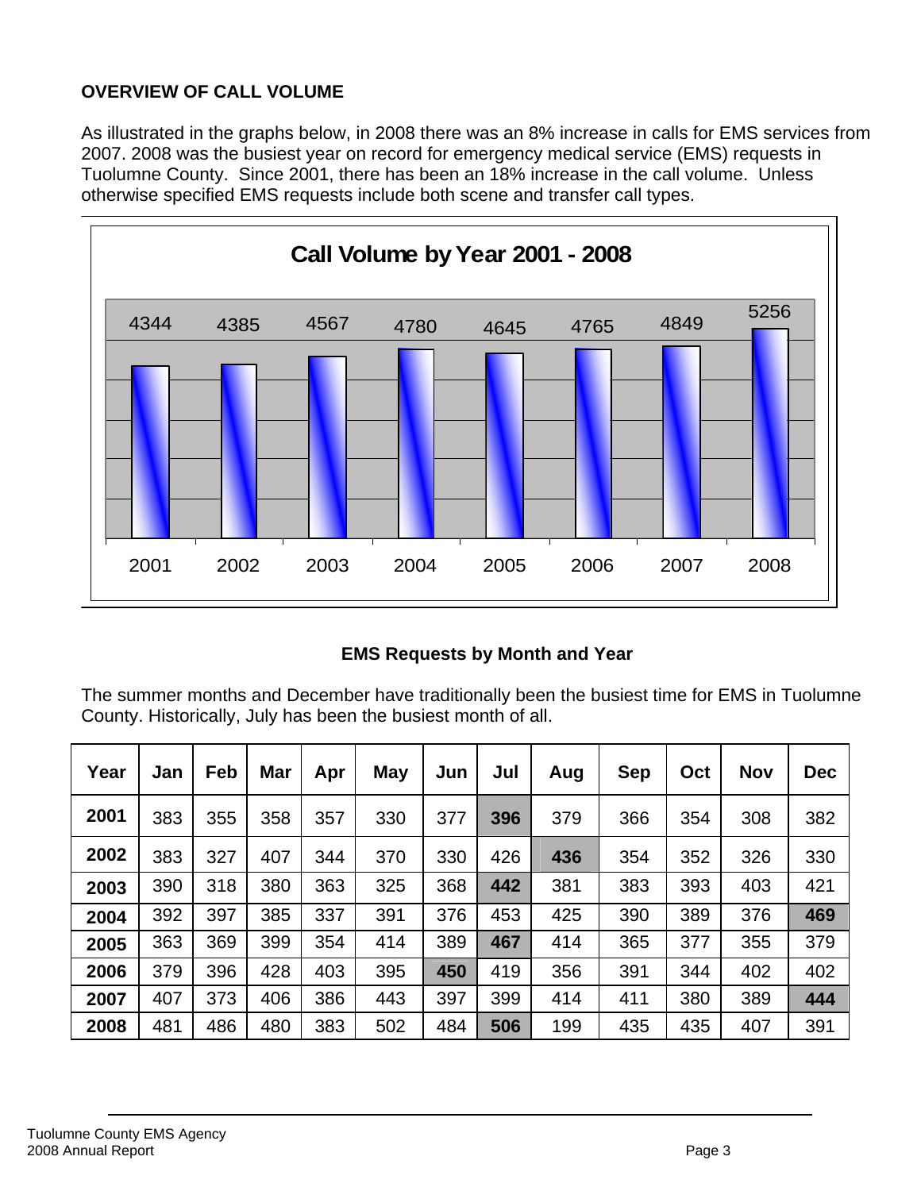## OVERVIEW OF CALL VOLUME

As illustrated in the graphs below, in 2008 there was an 8% increase in calls for EMS services from 2007. 2008 was the busiest year on record for emergency medical service (EMS) requests in Tuolumne County. Since 2001, there has been an 18% increase in the call volume. Unless otherwise specified EMS requests include both scene and transfer call types.

**Call Volume by Year 2001 - 2008**

| 2001 | 2002 | 2003 | 2004 | 2005 | 2006 | 2007 | 2008 |
|---|---|---|---|---|---|---|---|
| 4344 | 4385 | 4567 | 4780 | 4645 | 4765 | 4849 | 5256 |

**EMS Requests by Month and Year**

The summer months and December have traditionally been the busiest time for EMS in Tuolumne County. Historically, July has been the busiest month of all.

| Year | Jan | Feb | Mar | Apr | May | Jun | Jul | Aug | Sep | Oct | Nov | Dec |
|---|---|---|---|---|---|---|---|---|---|---|---|---|
| **2001** | 383 | 355 | 358 | 357 | 330 | 377 | **396** | 379 | 366 | 354 | 308 | 382 |
| **2002** | 383 | 327 | 407 | 344 | 370 | 330 | 426 | **436** | 354 | 352 | 326 | 330 |
| **2003** | 390 | 318 | 380 | 363 | 325 | 368 | **442** | 381 | 383 | 393 | 403 | 421 |
| **2004** | 392 | 397 | 385 | 337 | 391 | 376 | 453 | 425 | 390 | 389 | 376 | **469** |
| **2005** | 363 | 369 | 399 | 354 | 414 | 389 | **467** | 414 | 365 | 377 | 355 | 379 |
| **2006** | 379 | 396 | 428 | 403 | 395 | **450** | 419 | 356 | 391 | 344 | 402 | 402 |
| **2007** | 407 | 373 | 406 | 386 | 443 | 397 | 399 | 414 | 411 | 380 | 389 | **444** |
| **2008** | 481 | 486 | 480 | 383 | 502 | 484 | **506** | 199 | 435 | 435 | 407 | 391 |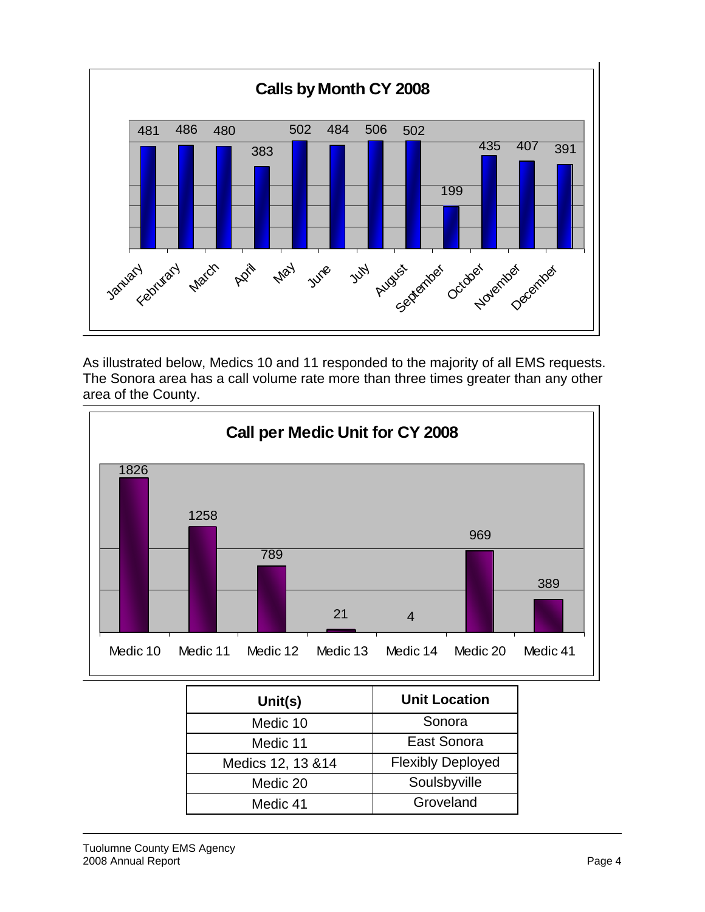**Calls by Month CY 2008**

| Month | Calls |
|---|---|
| January | 481 |
| Februrary | 486 |
| March | 480 |
| April | 383 |
| May | 502 |
| June | 484 |
| July | 506 |
| August | 502 |
| September | 199 |
| October | 435 |
| November | 407 |
| December | 391 |

As illustrated below, Medics 10 and 11 responded to the majority of all EMS requests. The Sonora area has a call volume rate more than three times greater than any other area of the County.

**Call per Medic Unit for CY 2008**

| Unit | Calls |
|---|---|
| Medic 10 | 1826 |
| Medic 11 | 1258 |
| Medic 12 | 789 |
| Medic 13 | 21 |
| Medic 14 | 4 |
| Medic 20 | 969 |
| Medic 41 | 389 |

| Unit(s) | Unit Location |
|---|---|
| Medic 10 | Sonora |
| Medic 11 | East Sonora |
| Medics 12, 13 &14 | Flexibly Deployed |
| Medic 20 | Soulsbyville |
| Medic 41 | Groveland |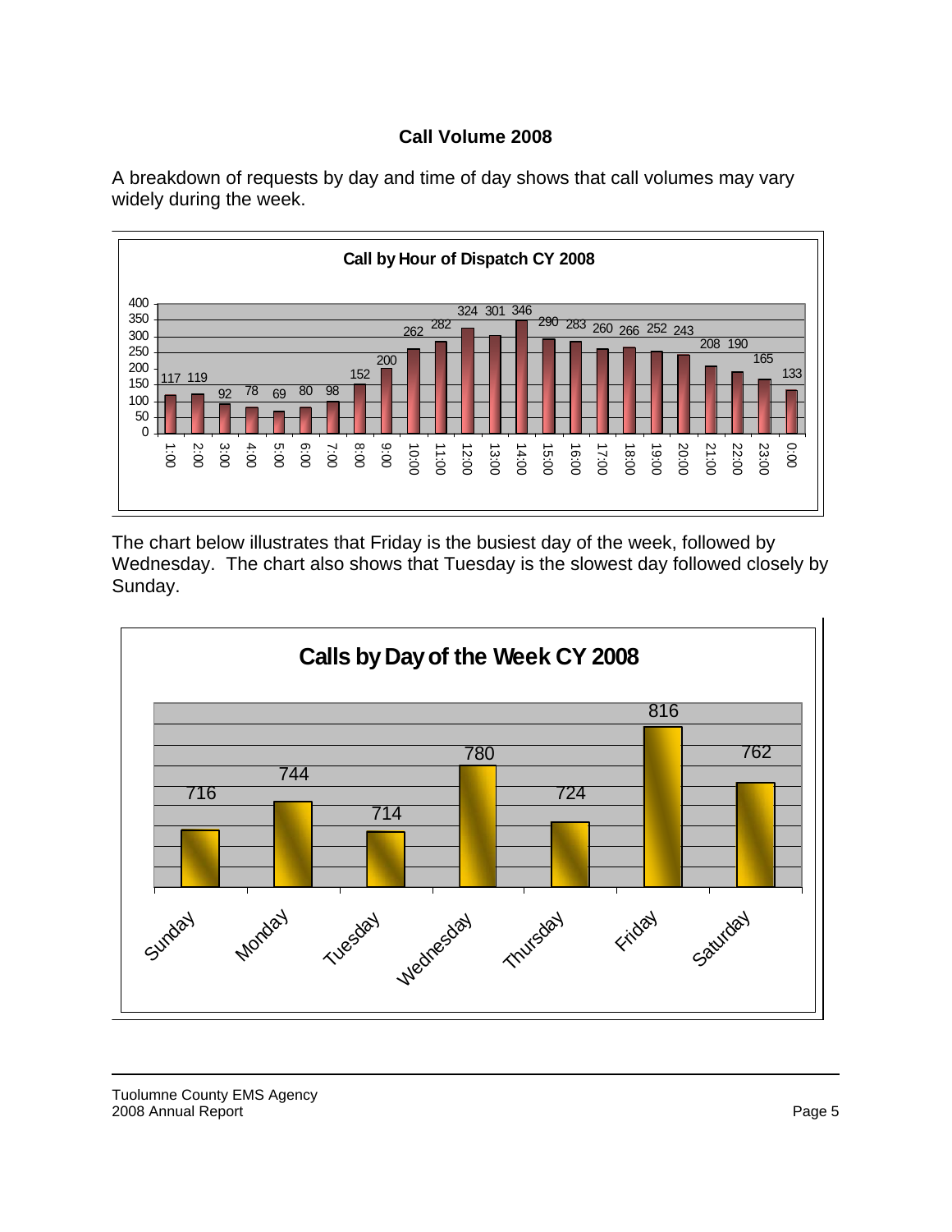## Call Volume 2008

A breakdown of requests by day and time of day shows that call volumes may vary widely during the week.

**Call by Hour of Dispatch CY 2008**

| Hour | Calls |
|---|---|
| 1:00 | 117 |
| 2:00 | 119 |
| 3:00 | 92 |
| 4:00 | 78 |
| 5:00 | 69 |
| 6:00 | 80 |
| 7:00 | 98 |
| 8:00 | 152 |
| 9:00 | 200 |
| 10:00 | 262 |
| 11:00 | 282 |
| 12:00 | 324 |
| 13:00 | 301 |
| 14:00 | 346 |
| 15:00 | 290 |
| 16:00 | 283 |
| 17:00 | 260 |
| 18:00 | 266 |
| 19:00 | 252 |
| 20:00 | 243 |
| 21:00 | 208 |
| 22:00 | 190 |
| 23:00 | 165 |
| 0:00 | 133 |

The chart below illustrates that Friday is the busiest day of the week, followed by Wednesday. The chart also shows that Tuesday is the slowest day followed closely by Sunday.

**Calls by Day of the Week CY 2008**

| Day | Calls |
|---|---|
| Sunday | 716 |
| Monday | 744 |
| Tuesday | 714 |
| Wednesday | 780 |
| Thursday | 724 |
| Friday | 816 |
| Saturday | 762 |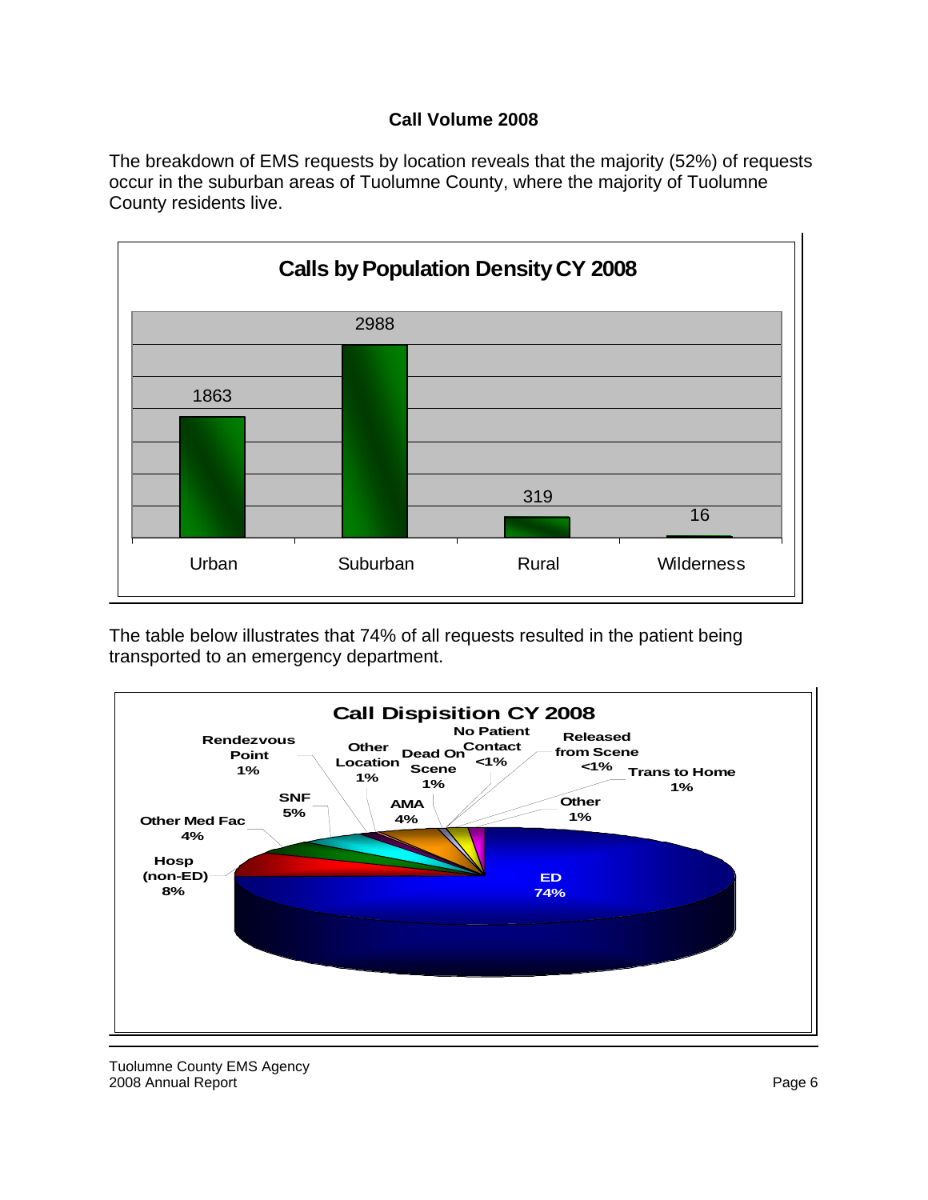### Call Volume 2008

The breakdown of EMS requests by location reveals that the majority (52%) of requests occur in the suburban areas of Tuolumne County, where the majority of Tuolumne County residents live.

**Calls by Population Density CY 2008**

| Urban | Suburban | Rural | Wilderness |
|---|---|---|---|
| 1863 | 2988 | 319 | 16 |

The table below illustrates that 74% of all requests resulted in the patient being transported to an emergency department.

**Call Dispisition CY 2008**

| Disposition | Percent |
|---|---|
| ED | 74% |
| Hosp (non-ED) | 8% |
| Other Med Fac | 4% |
| SNF | 5% |
| Rendezvous Point | 1% |
| Other Location | 1% |
| AMA | 4% |
| Dead On Scene | 1% |
| No Patient Contact | <1% |
| Released from Scene | <1% |
| Trans to Home | 1% |
| Other | 1% |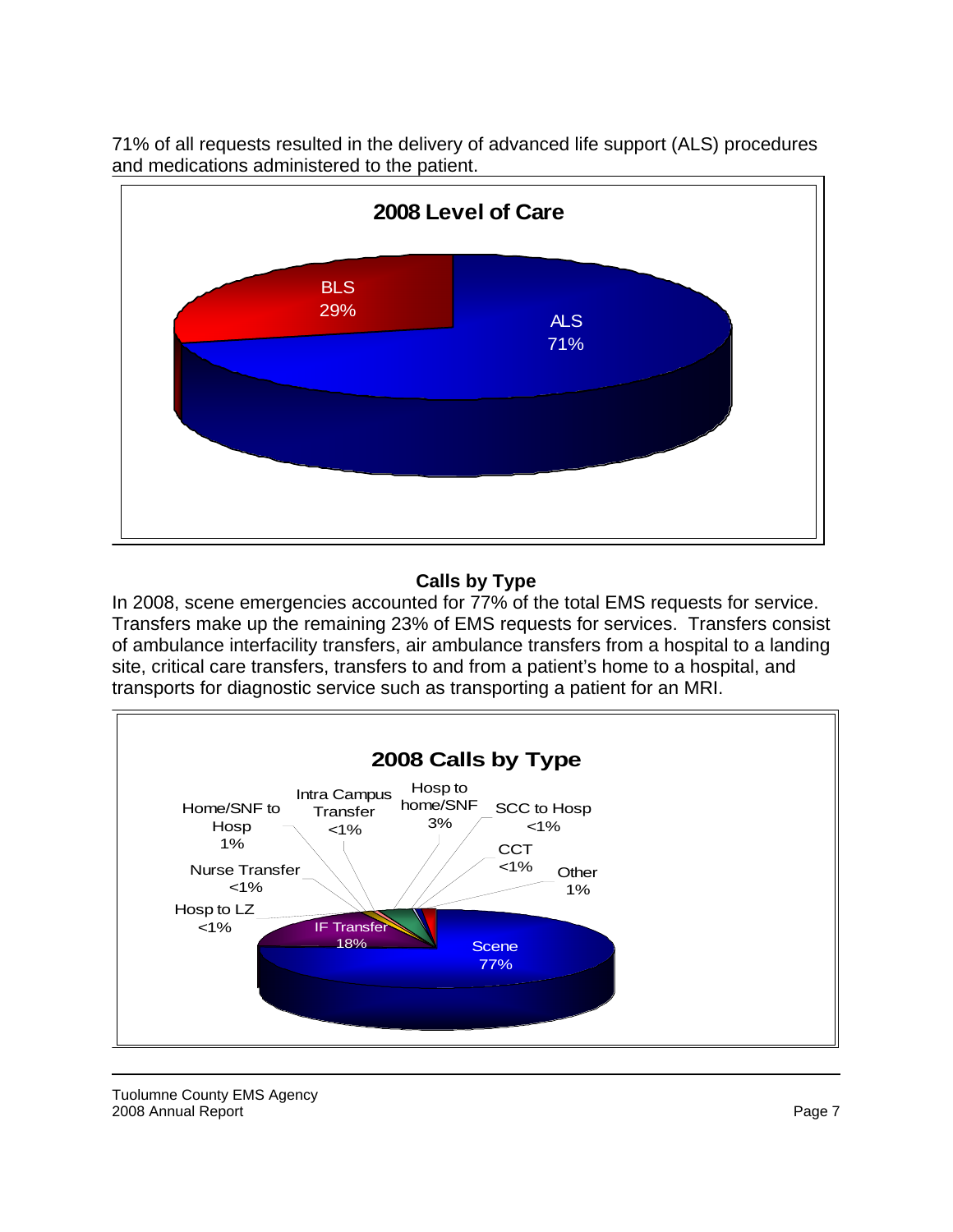71% of all requests resulted in the delivery of advanced life support (ALS) procedures and medications administered to the patient.

**2008 Level of Care**

BLS 29%

ALS 71%

**Calls by Type**

In 2008, scene emergencies accounted for 77% of the total EMS requests for service. Transfers make up the remaining 23% of EMS requests for services. Transfers consist of ambulance interfacility transfers, air ambulance transfers from a hospital to a landing site, critical care transfers, transfers to and from a patient's home to a hospital, and transports for diagnostic service such as transporting a patient for an MRI.

**2008 Calls by Type**

Home/SNF to Hosp 1%

Intra Campus Transfer <1%

Hosp to home/SNF 3%

SCC to Hosp <1%

CCT <1%

Other 1%

Nurse Transfer <1%

Hosp to LZ <1%

IF Transfer 18%

Scene 77%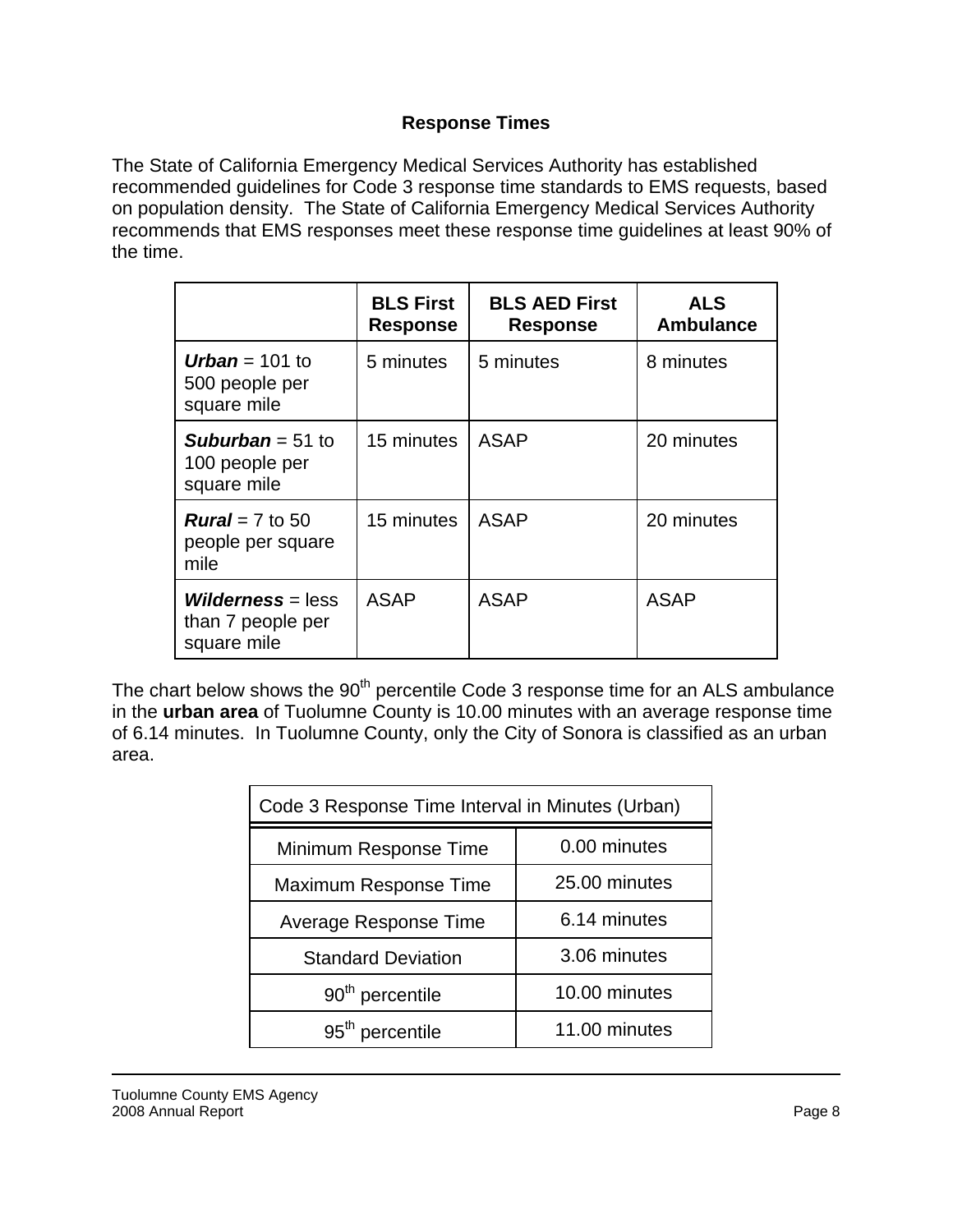## Response Times

The State of California Emergency Medical Services Authority has established recommended guidelines for Code 3 response time standards to EMS requests, based on population density. The State of California Emergency Medical Services Authority recommends that EMS responses meet these response time guidelines at least 90% of the time.

| | BLS First Response | BLS AED First Response | ALS Ambulance |
|---|---|---|---|
| ***Urban*** = 101 to 500 people per square mile | 5 minutes | 5 minutes | 8 minutes |
| ***Suburban*** = 51 to 100 people per square mile | 15 minutes | ASAP | 20 minutes |
| ***Rural*** = 7 to 50 people per square mile | 15 minutes | ASAP | 20 minutes |
| ***Wilderness*** = less than 7 people per square mile | ASAP | ASAP | ASAP |

The chart below shows the 90th percentile Code 3 response time for an ALS ambulance in the **urban area** of Tuolumne County is 10.00 minutes with an average response time of 6.14 minutes. In Tuolumne County, only the City of Sonora is classified as an urban area.

| Code 3 Response Time Interval in Minutes (Urban) | |
|---|---|
| Minimum Response Time | 0.00 minutes |
| Maximum Response Time | 25.00 minutes |
| Average Response Time | 6.14 minutes |
| Standard Deviation | 3.06 minutes |
| 90th percentile | 10.00 minutes |
| 95th percentile | 11.00 minutes |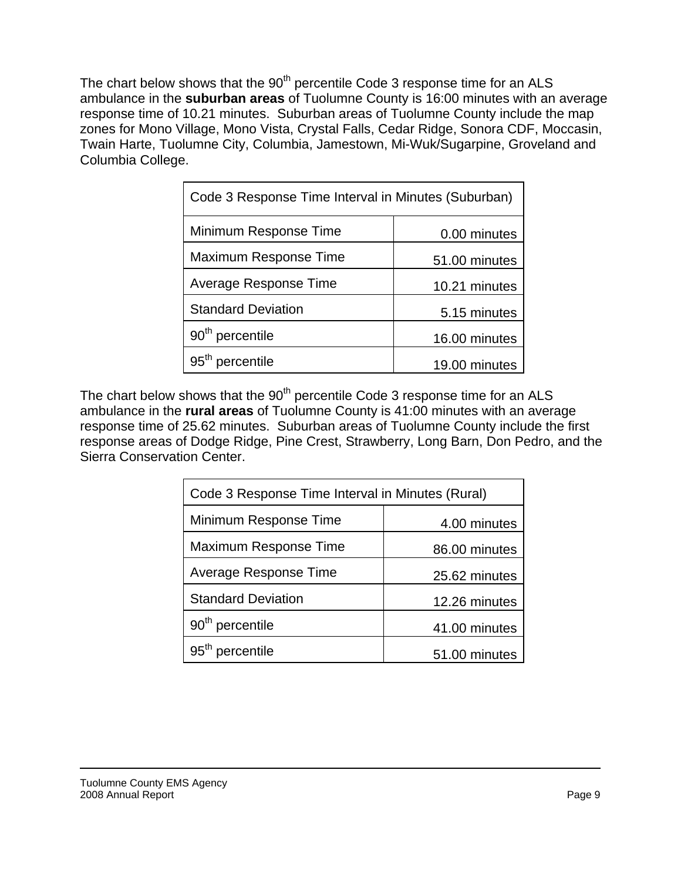The chart below shows that the 90th percentile Code 3 response time for an ALS ambulance in the **suburban areas** of Tuolumne County is 16:00 minutes with an average response time of 10.21 minutes.  Suburban areas of Tuolumne County include the map zones for Mono Village, Mono Vista, Crystal Falls, Cedar Ridge, Sonora CDF, Moccasin, Twain Harte, Tuolumne City, Columbia, Jamestown, Mi-Wuk/Sugarpine, Groveland and Columbia College.

| Code 3 Response Time Interval in Minutes (Suburban) | |
|---|---|
| Minimum Response Time | 0.00 minutes |
| Maximum Response Time | 51.00 minutes |
| Average Response Time | 10.21 minutes |
| Standard Deviation | 5.15 minutes |
| 90th percentile | 16.00 minutes |
| 95th percentile | 19.00 minutes |

The chart below shows that the 90th percentile Code 3 response time for an ALS ambulance in the **rural areas** of Tuolumne County is 41:00 minutes with an average response time of 25.62 minutes.  Suburban areas of Tuolumne County include the first response areas of Dodge Ridge, Pine Crest, Strawberry, Long Barn, Don Pedro, and the Sierra Conservation Center.

| Code 3 Response Time Interval in Minutes (Rural) | |
|---|---|
| Minimum Response Time | 4.00 minutes |
| Maximum Response Time | 86.00 minutes |
| Average Response Time | 25.62 minutes |
| Standard Deviation | 12.26 minutes |
| 90th percentile | 41.00 minutes |
| 95th percentile | 51.00 minutes |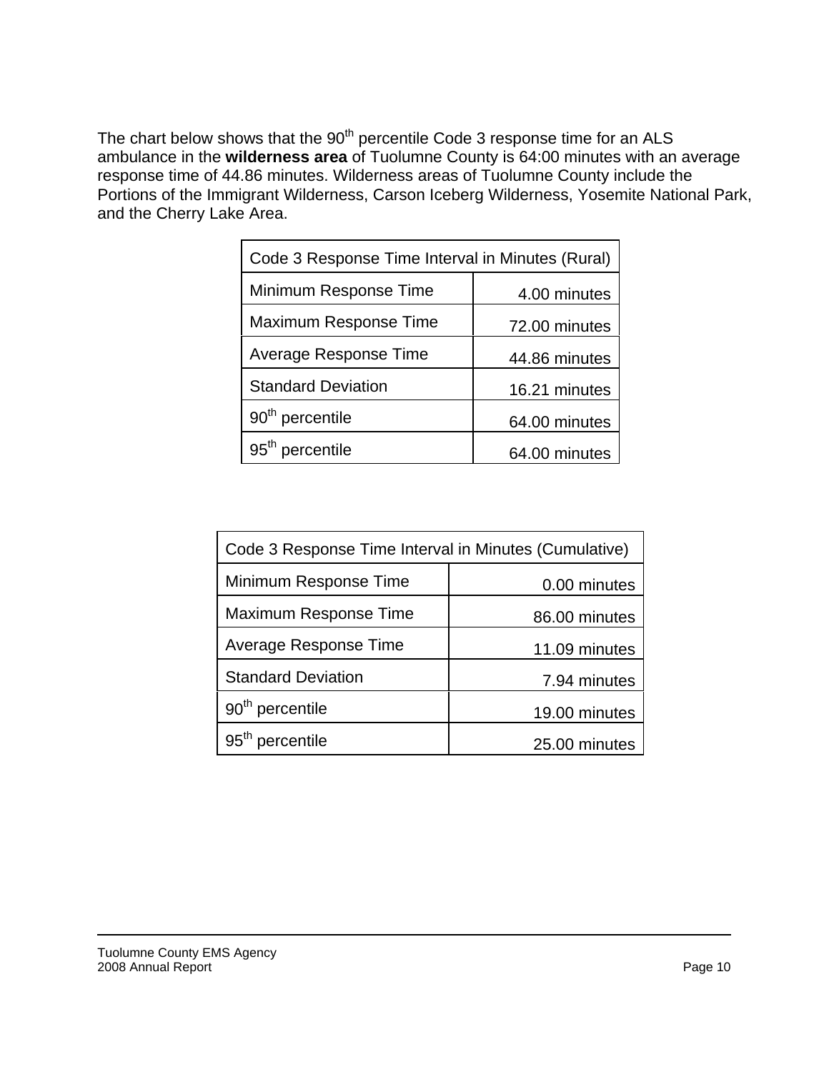The chart below shows that the 90th percentile Code 3 response time for an ALS ambulance in the **wilderness area** of Tuolumne County is 64:00 minutes with an average response time of 44.86 minutes. Wilderness areas of Tuolumne County include the Portions of the Immigrant Wilderness, Carson Iceberg Wilderness, Yosemite National Park, and the Cherry Lake Area.

| Code 3 Response Time Interval in Minutes (Rural) | |
|---|---|
| Minimum Response Time | 4.00 minutes |
| Maximum Response Time | 72.00 minutes |
| Average Response Time | 44.86 minutes |
| Standard Deviation | 16.21 minutes |
| 90th percentile | 64.00 minutes |
| 95th percentile | 64.00 minutes |

| Code 3 Response Time Interval in Minutes (Cumulative) | |
|---|---|
| Minimum Response Time | 0.00 minutes |
| Maximum Response Time | 86.00 minutes |
| Average Response Time | 11.09 minutes |
| Standard Deviation | 7.94 minutes |
| 90th percentile | 19.00 minutes |
| 95th percentile | 25.00 minutes |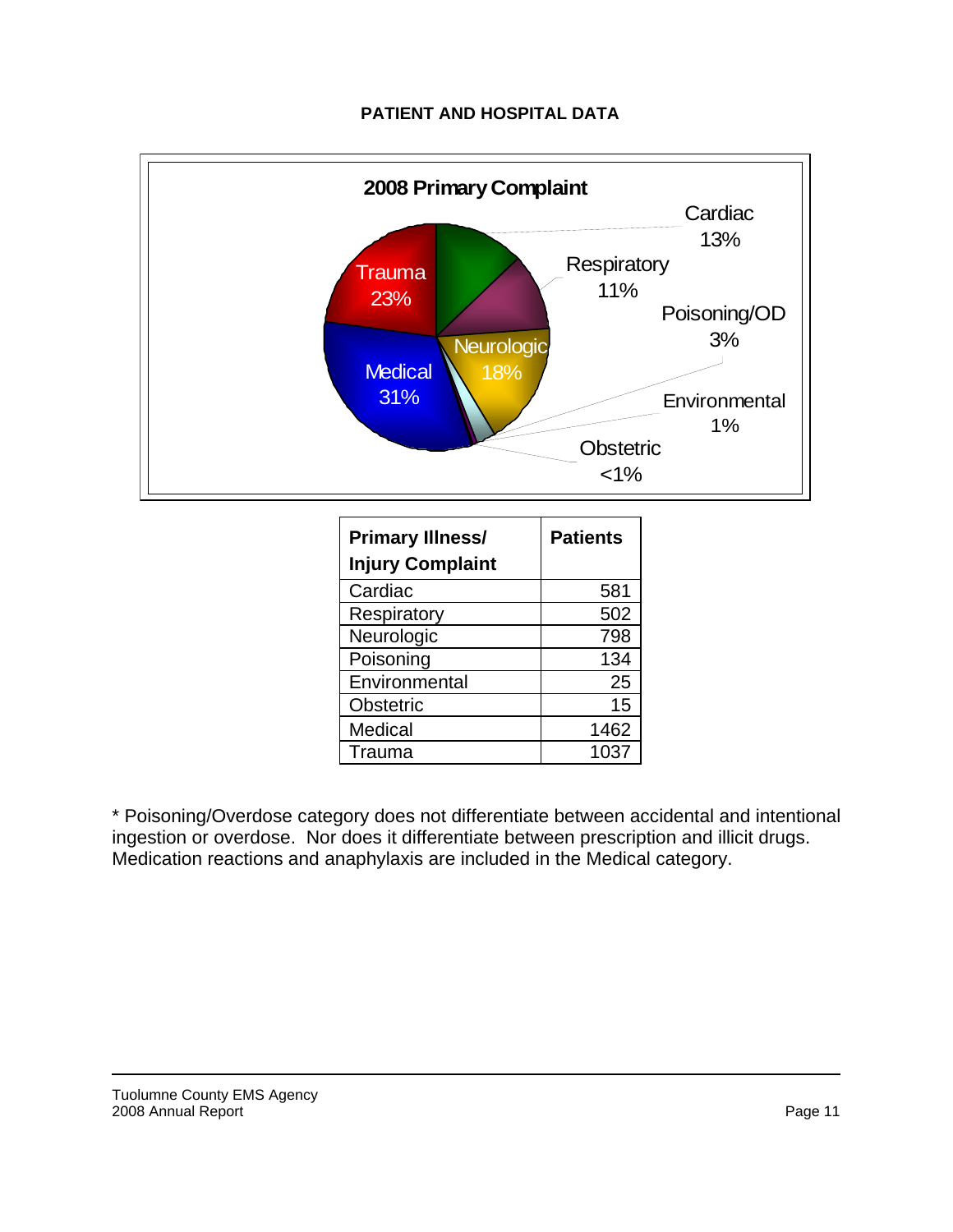**PATIENT AND HOSPITAL DATA**

**2008 Primary Complaint**

Cardiac 13%
Respiratory 11%
Poisoning/OD 3%
Environmental 1%
Obstetric <1%
Trauma 23%
Medical 31%
Neurologic 18%

| Primary Illness/ Injury Complaint | Patients |
|---|---|
| Cardiac | 581 |
| Respiratory | 502 |
| Neurologic | 798 |
| Poisoning | 134 |
| Environmental | 25 |
| Obstetric | 15 |
| Medical | 1462 |
| Trauma | 1037 |

* Poisoning/Overdose category does not differentiate between accidental and intentional ingestion or overdose. Nor does it differentiate between prescription and illicit drugs. Medication reactions and anaphylaxis are included in the Medical category.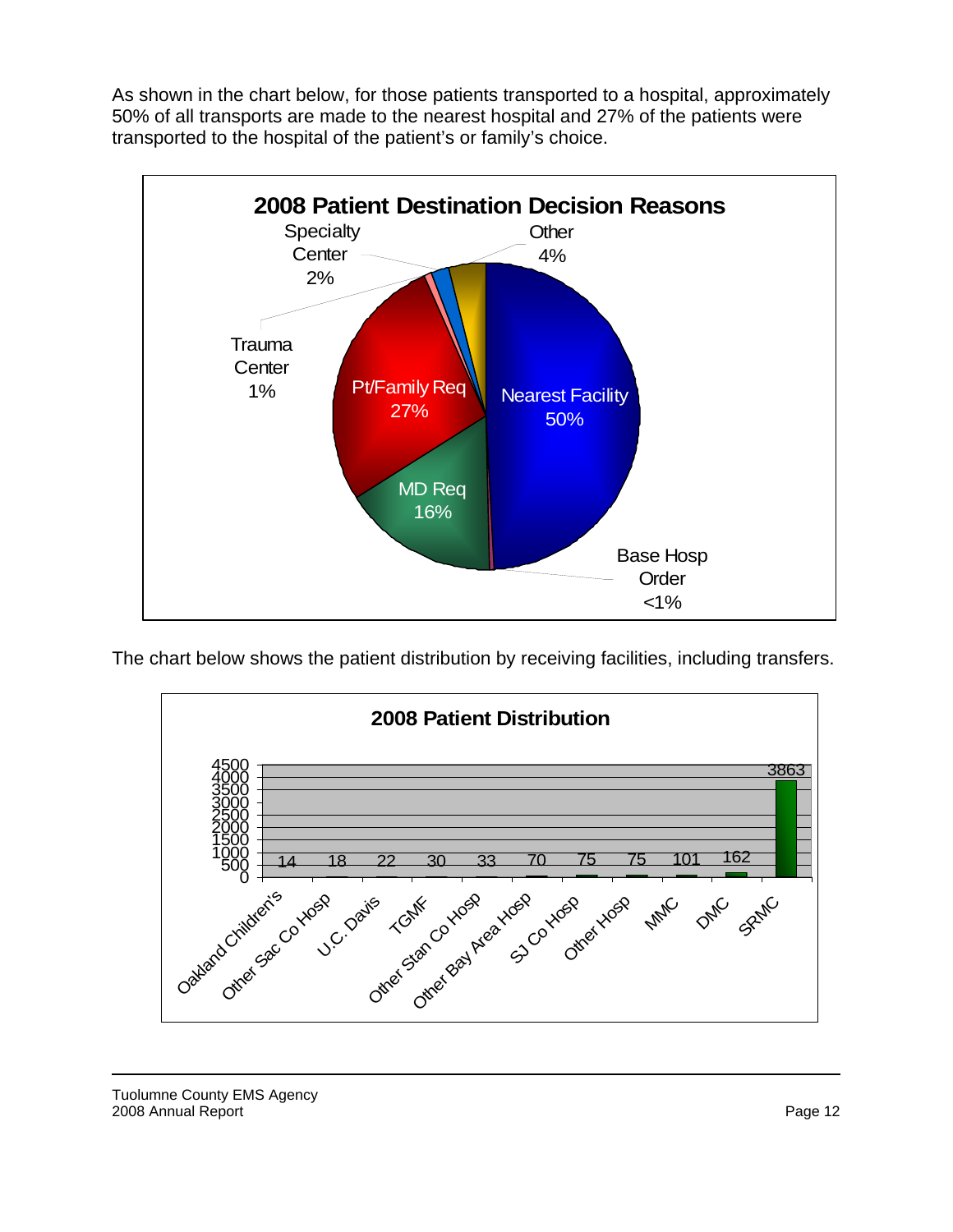As shown in the chart below, for those patients transported to a hospital, approximately 50% of all transports are made to the nearest hospital and 27% of the patients were transported to the hospital of the patient's or family's choice.

**2008 Patient Destination Decision Reasons**

| Reason | Percent |
|---|---|
| Nearest Facility | 50% |
| Pt/Family Req | 27% |
| MD Req | 16% |
| Other | 4% |
| Specialty Center | 2% |
| Trauma Center | 1% |
| Base Hosp Order | <1% |

The chart below shows the patient distribution by receiving facilities, including transfers.

**2008 Patient Distribution**

| Facility | Patients |
|---|---|
| Oakland Children's | 14 |
| Other Sac Co Hosp | 18 |
| U.C. Davis | 22 |
| TGMF | 30 |
| Other Stan Co Hosp | 33 |
| Other Bay Area Hosp | 70 |
| SJ Co Hosp | 75 |
| Other Hosp | 75 |
| MMC | 101 |
| DMC | 162 |
| SRMC | 3863 |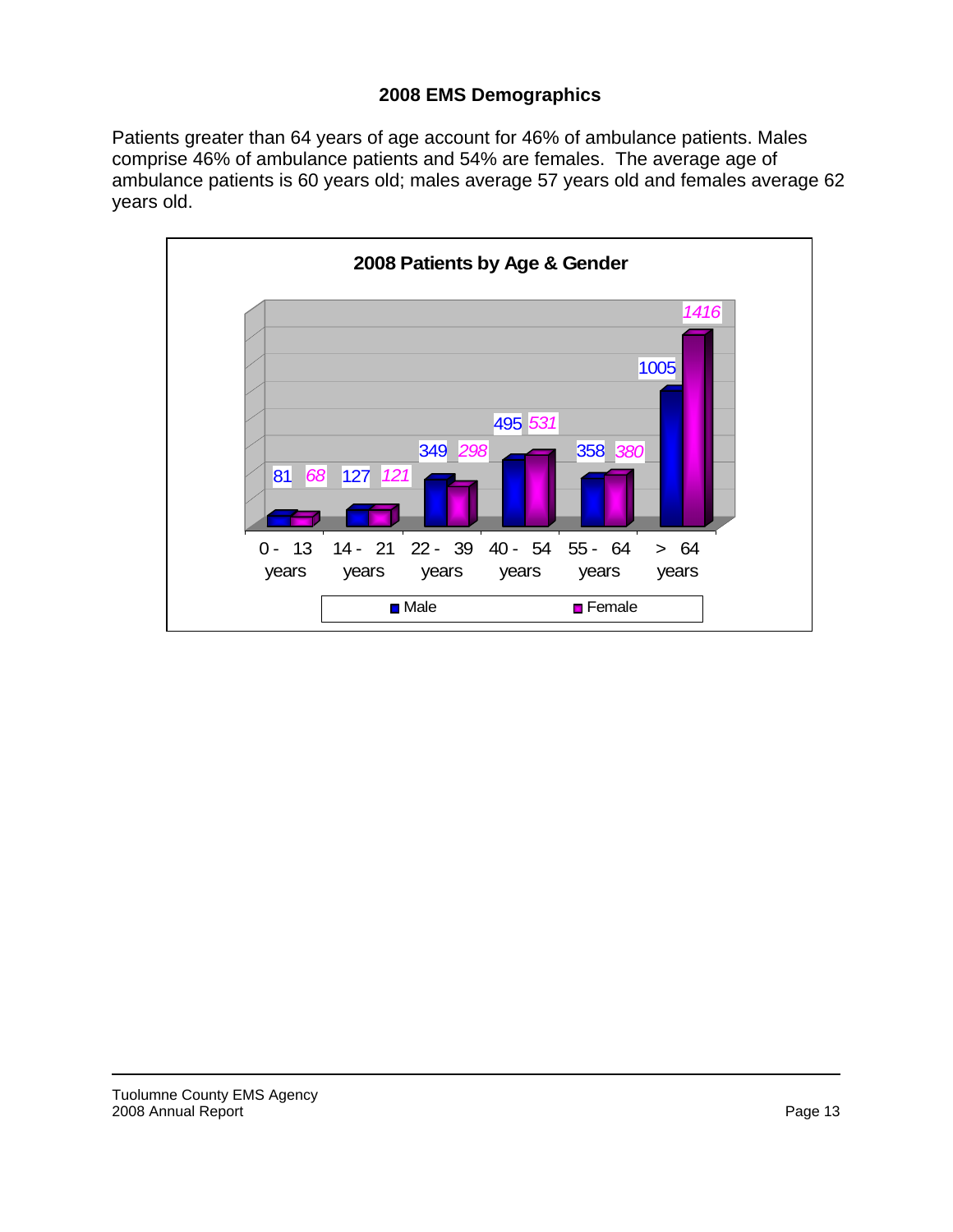## 2008 EMS Demographics

Patients greater than 64 years of age account for 46% of ambulance patients. Males comprise 46% of ambulance patients and 54% are females. The average age of ambulance patients is 60 years old; males average 57 years old and females average 62 years old.

**2008 Patients by Age & Gender**

| Age | Male | Female |
|---|---|---|
| 0 - 13 years | 81 | 68 |
| 14 - 21 years | 127 | 121 |
| 22 - 39 years | 349 | 298 |
| 40 - 54 years | 495 | 531 |
| 55 - 64 years | 358 | 380 |
| > 64 years | 1005 | 1416 |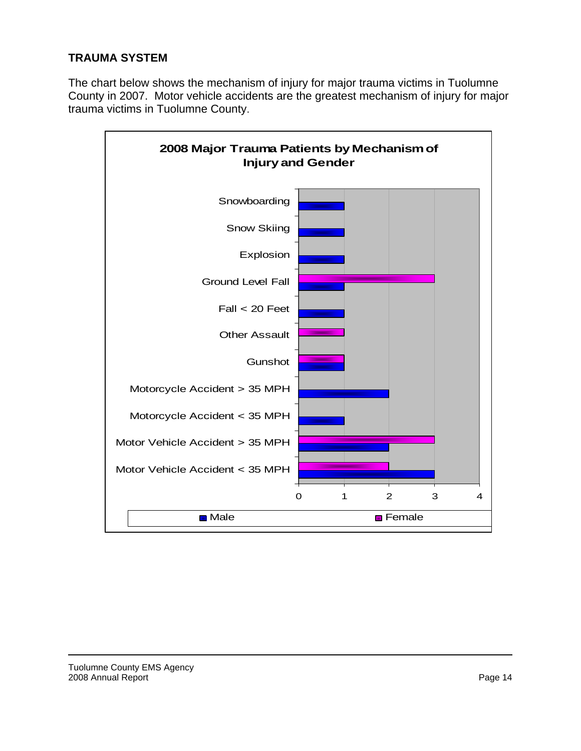## TRAUMA SYSTEM

The chart below shows the mechanism of injury for major trauma victims in Tuolumne County in 2007. Motor vehicle accidents are the greatest mechanism of injury for major trauma victims in Tuolumne County.

**2008 Major Trauma Patients by Mechanism of Injury and Gender**

| Mechanism of Injury | Male | Female |
|---|---|---|
| Snowboarding | 1 | |
| Snow Skiing | 1 | |
| Explosion | 1 | |
| Ground Level Fall | 1 | 3 |
| Fall < 20 Feet | 1 | |
| Other Assault | | 1 |
| Gunshot | 1 | 1 |
| Motorcycle Accident > 35 MPH | 2 | |
| Motorcycle Accident < 35 MPH | 1 | |
| Motor Vehicle Accident > 35 MPH | 2 | 3 |
| Motor Vehicle Accident < 35 MPH | 3 | 2 |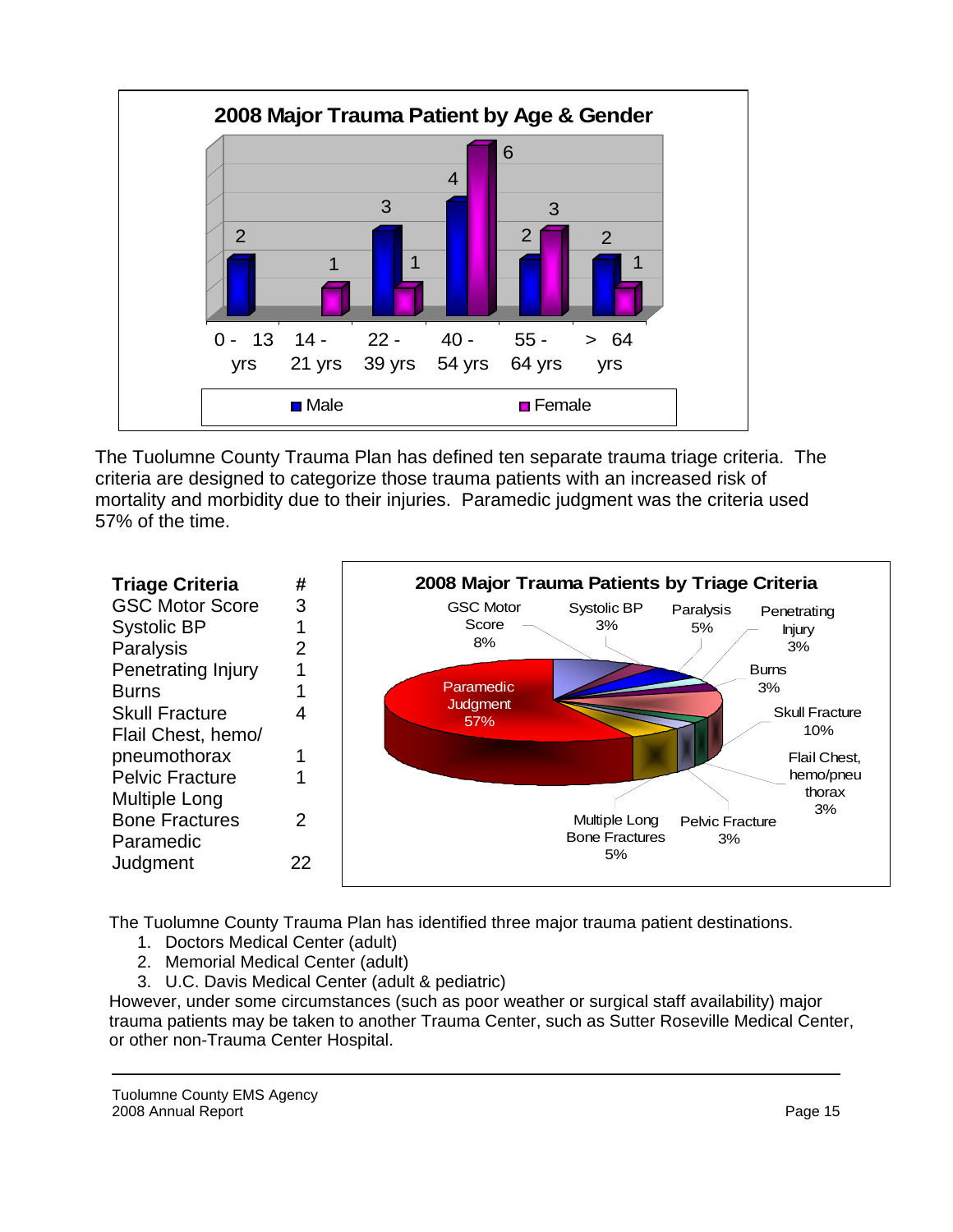**2008 Major Trauma Patient by Age & Gender**

| Age | Male | Female |
|---|---|---|
| 0 - 13 yrs | 2 | |
| 14 - 21 yrs | | 1 |
| 22 - 39 yrs | 3 | 1 |
| 40 - 54 yrs | 4 | 6 |
| 55 - 64 yrs | 2 | 3 |
| > 64 yrs | 2 | 1 |

The Tuolumne County Trauma Plan has defined ten separate trauma triage criteria. The criteria are designed to categorize those trauma patients with an increased risk of mortality and morbidity due to their injuries. Paramedic judgment was the criteria used 57% of the time.

| Triage Criteria | # |
|---|---|
| GSC Motor Score | 3 |
| Systolic BP | 1 |
| Paralysis | 2 |
| Penetrating Injury | 1 |
| Burns | 1 |
| Skull Fracture | 4 |
| Flail Chest, hemo/ pneumothorax | 1 |
| Pelvic Fracture | 1 |
| Multiple Long Bone Fractures | 2 |
| Paramedic Judgment | 22 |

**2008 Major Trauma Patients by Triage Criteria**

- GSC Motor Score 8%
- Systolic BP 3%
- Paralysis 5%
- Penetrating Injury 3%
- Burns 3%
- Skull Fracture 10%
- Flail Chest, hemo/pneu thorax 3%
- Pelvic Fracture 3%
- Multiple Long Bone Fractures 5%
- Paramedic Judgment 57%

The Tuolumne County Trauma Plan has identified three major trauma patient destinations.

1. Doctors Medical Center (adult)
2. Memorial Medical Center (adult)
3. U.C. Davis Medical Center (adult & pediatric)

However, under some circumstances (such as poor weather or surgical staff availability) major trauma patients may be taken to another Trauma Center, such as Sutter Roseville Medical Center, or other non-Trauma Center Hospital.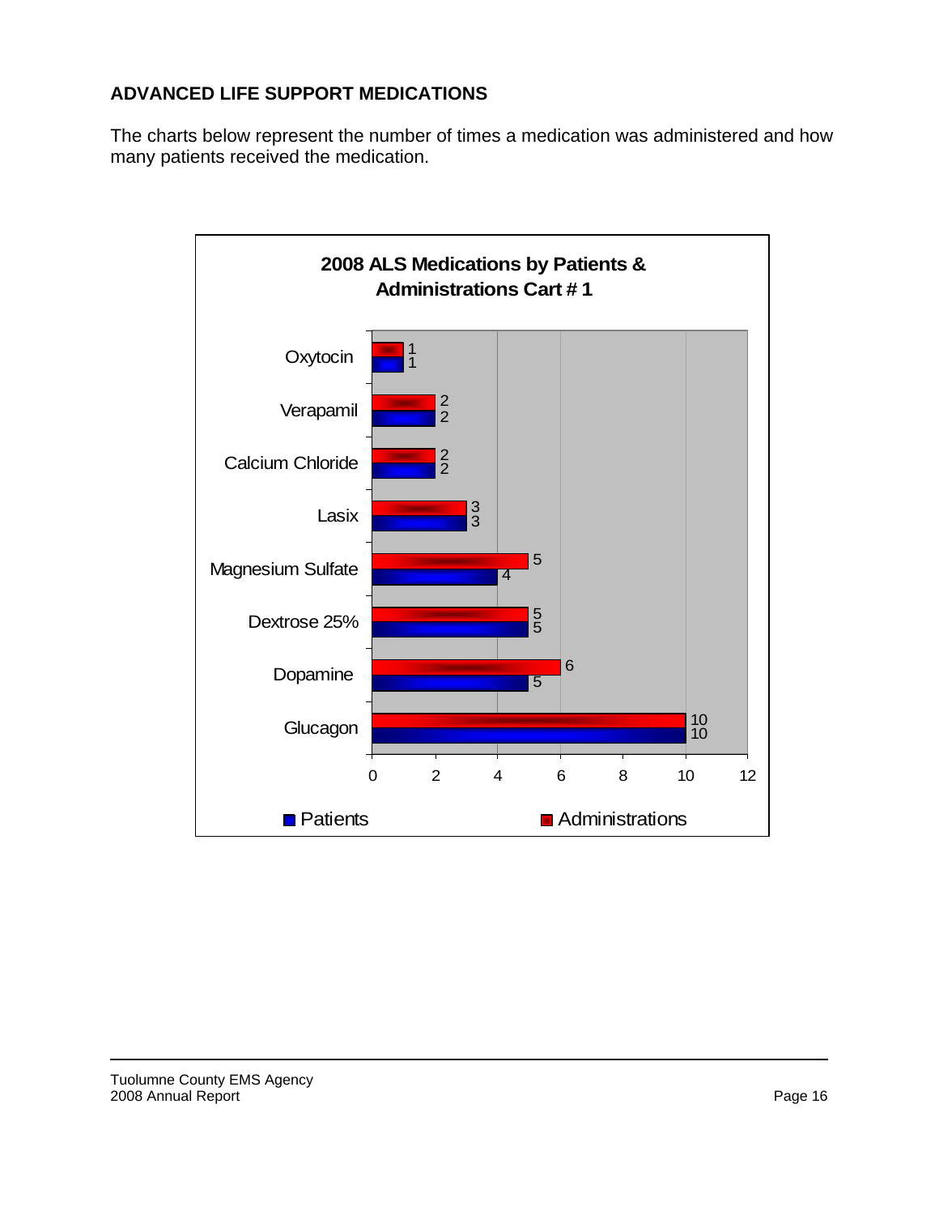## ADVANCED LIFE SUPPORT MEDICATIONS

The charts below represent the number of times a medication was administered and how many patients received the medication.

**2008 ALS Medications by Patients & Administrations Cart # 1**

| Medication | Patients | Administrations |
|---|---|---|
| Oxytocin | 1 | 1 |
| Verapamil | 2 | 2 |
| Calcium Chloride | 2 | 2 |
| Lasix | 3 | 3 |
| Magnesium Sulfate | 4 | 5 |
| Dextrose 25% | 5 | 5 |
| Dopamine | 5 | 6 |
| Glucagon | 10 | 10 |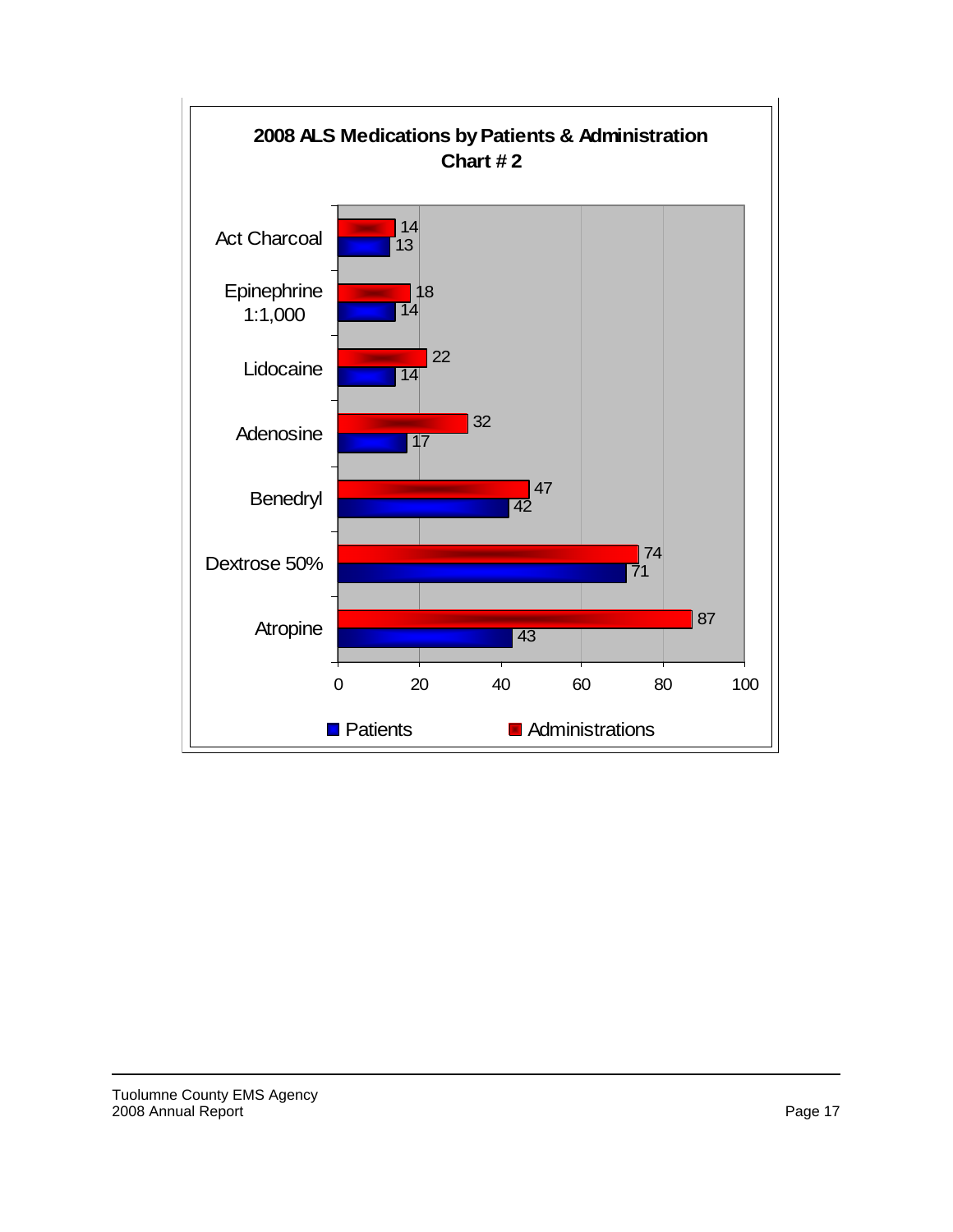## 2008 ALS Medications by Patients & Administration
### Chart # 2

| Medication | Patients | Administrations |
|---|---|---|
| Act Charcoal | 13 | 14 |
| Epinephrine 1:1,000 | 14 | 18 |
| Lidocaine | 14 | 22 |
| Adenosine | 17 | 32 |
| Benedryl | 42 | 47 |
| Dextrose 50% | 71 | 74 |
| Atropine | 43 | 87 |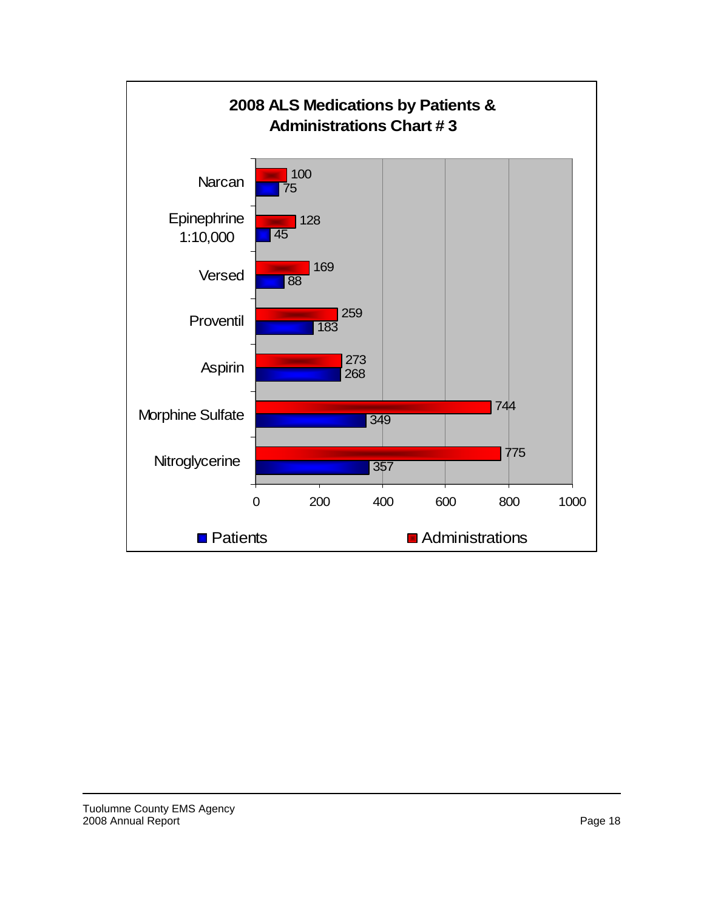## 2008 ALS Medications by Patients & Administrations Chart # 3

| Medication | Patients | Administrations |
| --- | --- | --- |
| Narcan | 75 | 100 |
| Epinephrine 1:10,000 | 45 | 128 |
| Versed | 88 | 169 |
| Proventil | 183 | 259 |
| Aspirin | 268 | 273 |
| Morphine Sulfate | 349 | 744 |
| Nitroglycerine | 357 | 775 |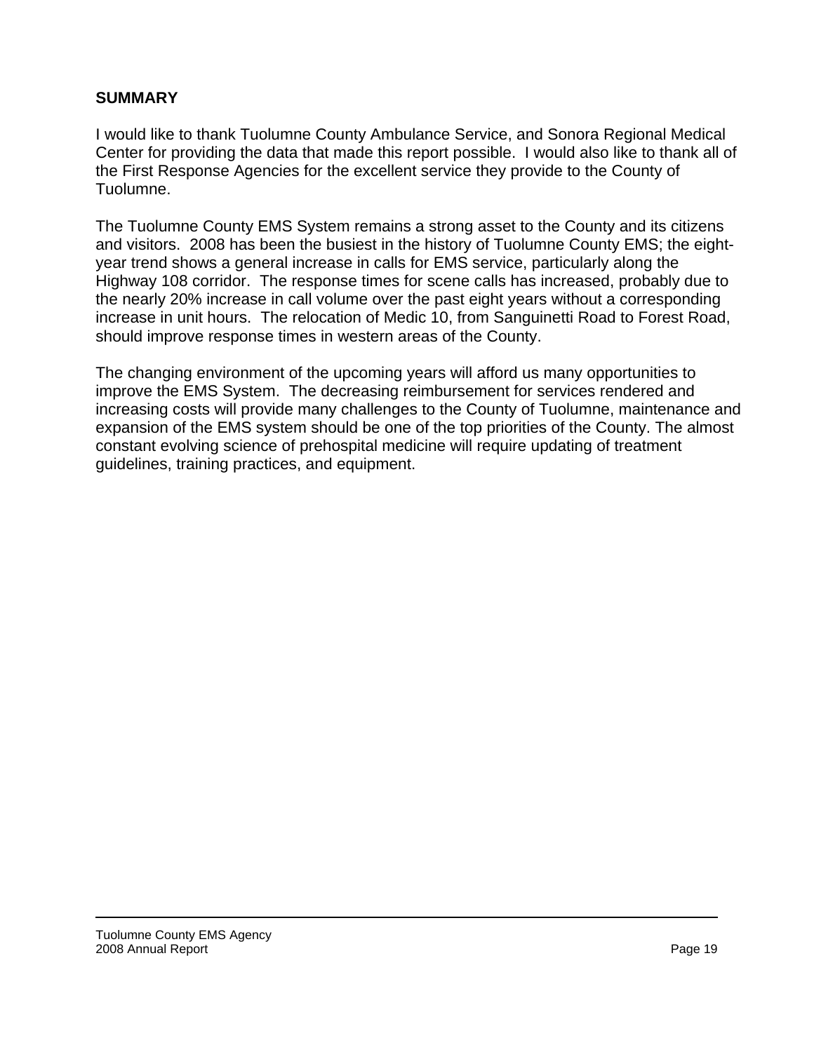## SUMMARY

I would like to thank Tuolumne County Ambulance Service, and Sonora Regional Medical Center for providing the data that made this report possible. I would also like to thank all of the First Response Agencies for the excellent service they provide to the County of Tuolumne.

The Tuolumne County EMS System remains a strong asset to the County and its citizens and visitors. 2008 has been the busiest in the history of Tuolumne County EMS; the eight-year trend shows a general increase in calls for EMS service, particularly along the Highway 108 corridor. The response times for scene calls has increased, probably due to the nearly 20% increase in call volume over the past eight years without a corresponding increase in unit hours. The relocation of Medic 10, from Sanguinetti Road to Forest Road, should improve response times in western areas of the County.

The changing environment of the upcoming years will afford us many opportunities to improve the EMS System. The decreasing reimbursement for services rendered and increasing costs will provide many challenges to the County of Tuolumne, maintenance and expansion of the EMS system should be one of the top priorities of the County. The almost constant evolving science of prehospital medicine will require updating of treatment guidelines, training practices, and equipment.